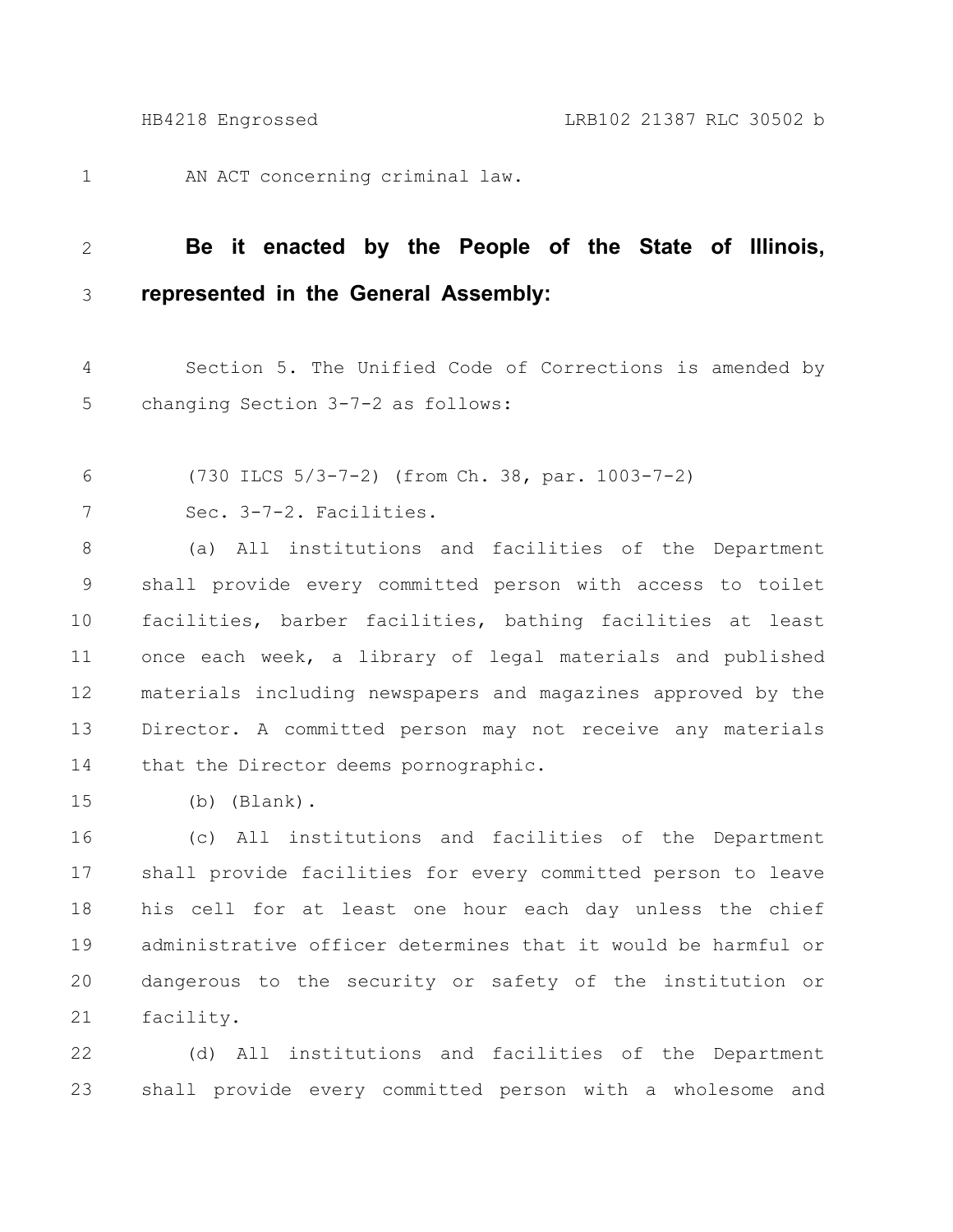AN ACT concerning criminal law.

**Be it enacted by the People of the State of Illinois, represented in the General Assembly:**

Section 5. The Unified Code of Corrections is amended by changing Section 3-7-2 as follows:

(730 ILCS 5/3-7-2) (from Ch. 38, par. 1003-7-2)

Sec. 3-7-2. Facilities.

(a) All institutions and facilities of the Department shall provide every committed person with access to toilet facilities, barber facilities, bathing facilities at least once each week, a library of legal materials and published materials including newspapers and magazines approved by the Director. A committed person may not receive any materials that the Director deems pornographic.

(b) (Blank).

(c) All institutions and facilities of the Department shall provide facilities for every committed person to leave his cell for at least one hour each day unless the chief administrative officer determines that it would be harmful or dangerous to the security or safety of the institution or facility.

(d) All institutions and facilities of the Department shall provide every committed person with a wholesome and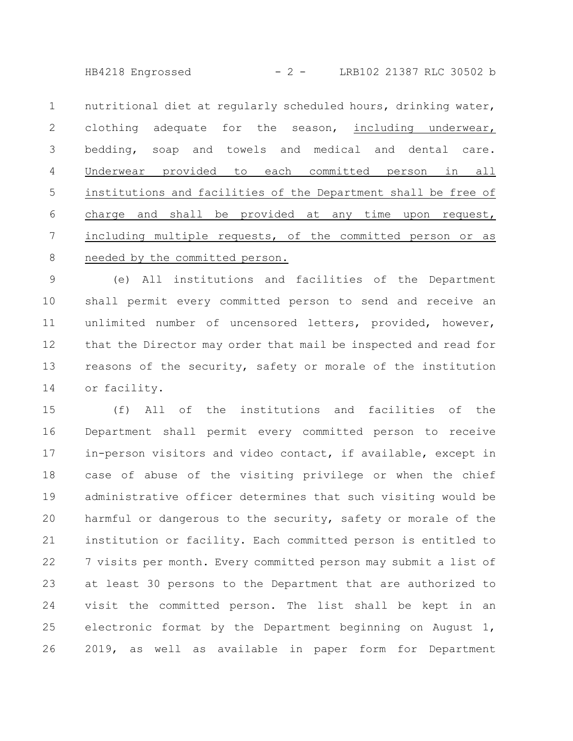nutritional diet at regularly scheduled hours, drinking water, clothing adequate for the season, <u>including underwear,</u> bedding, soap and towels and medical and dental care. <u>Underwear provided to each committed person in all institutions and facilities of the Department shall be free of charge and shall be provided at any time upon request, including multiple requests, of the committed person or as needed by the committed person.</u>

(e) All institutions and facilities of the Department shall permit every committed person to send and receive an unlimited number of uncensored letters, provided, however, that the Director may order that mail be inspected and read for reasons of the security, safety or morale of the institution or facility.

(f) All of the institutions and facilities of the Department shall permit every committed person to receive in-person visitors and video contact, if available, except in case of abuse of the visiting privilege or when the chief administrative officer determines that such visiting would be harmful or dangerous to the security, safety or morale of the institution or facility. Each committed person is entitled to 7 visits per month. Every committed person may submit a list of at least 30 persons to the Department that are authorized to visit the committed person. The list shall be kept in an electronic format by the Department beginning on August 1, 2019, as well as available in paper form for Department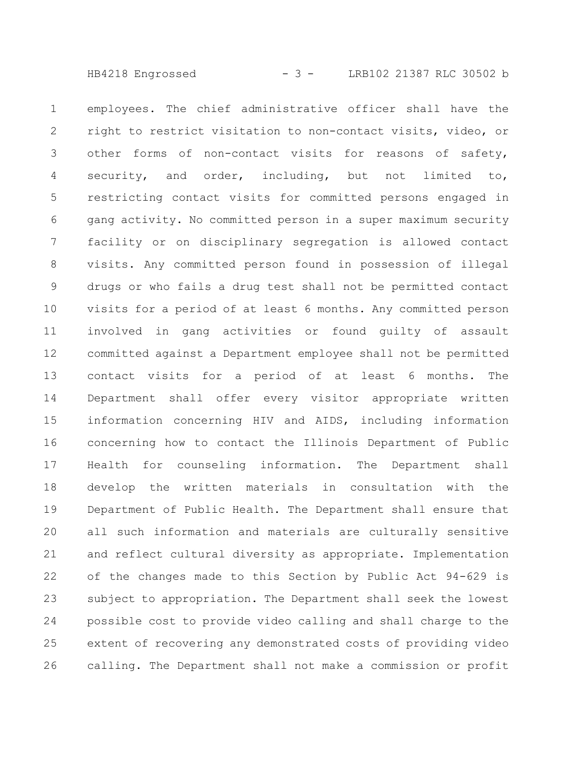employees. The chief administrative officer shall have the right to restrict visitation to non-contact visits, video, or other forms of non-contact visits for reasons of safety, security, and order, including, but not limited to, restricting contact visits for committed persons engaged in gang activity. No committed person in a super maximum security facility or on disciplinary segregation is allowed contact visits. Any committed person found in possession of illegal drugs or who fails a drug test shall not be permitted contact visits for a period of at least 6 months. Any committed person involved in gang activities or found guilty of assault committed against a Department employee shall not be permitted contact visits for a period of at least 6 months. The Department shall offer every visitor appropriate written information concerning HIV and AIDS, including information concerning how to contact the Illinois Department of Public Health for counseling information. The Department shall develop the written materials in consultation with the Department of Public Health. The Department shall ensure that all such information and materials are culturally sensitive and reflect cultural diversity as appropriate. Implementation of the changes made to this Section by Public Act 94-629 is subject to appropriation. The Department shall seek the lowest possible cost to provide video calling and shall charge to the extent of recovering any demonstrated costs of providing video calling. The Department shall not make a commission or profit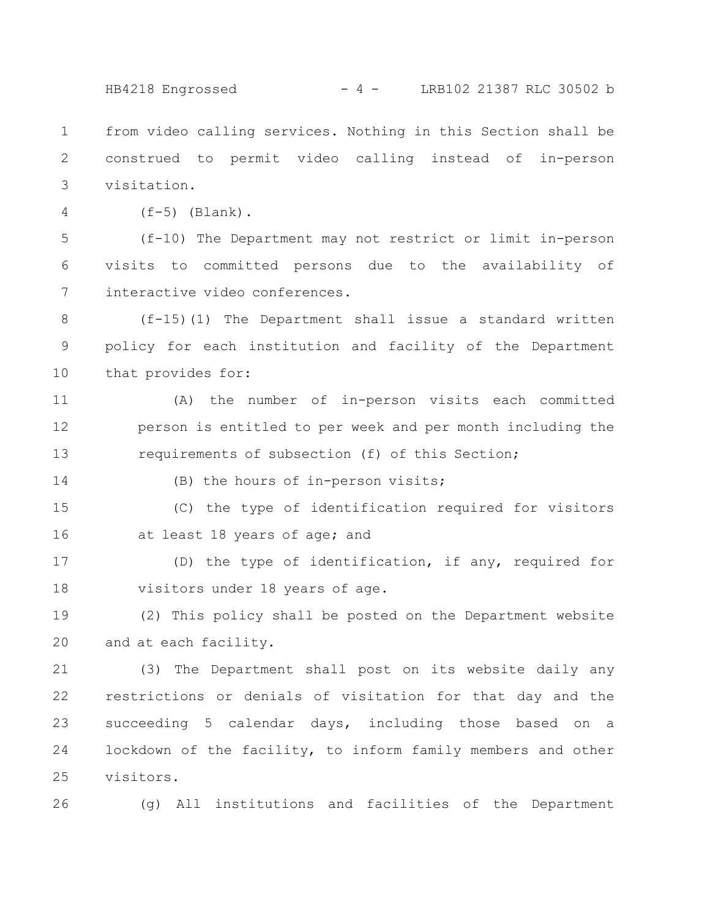from video calling services. Nothing in this Section shall be construed to permit video calling instead of in-person visitation.

(f-5) (Blank).

(f-10) The Department may not restrict or limit in-person visits to committed persons due to the availability of interactive video conferences.

(f-15)(1) The Department shall issue a standard written policy for each institution and facility of the Department that provides for:

(A) the number of in-person visits each committed person is entitled to per week and per month including the requirements of subsection (f) of this Section;

(B) the hours of in-person visits;

(C) the type of identification required for visitors at least 18 years of age; and

(D) the type of identification, if any, required for visitors under 18 years of age.

(2) This policy shall be posted on the Department website and at each facility.

(3) The Department shall post on its website daily any restrictions or denials of visitation for that day and the succeeding 5 calendar days, including those based on a lockdown of the facility, to inform family members and other visitors.

(g) All institutions and facilities of the Department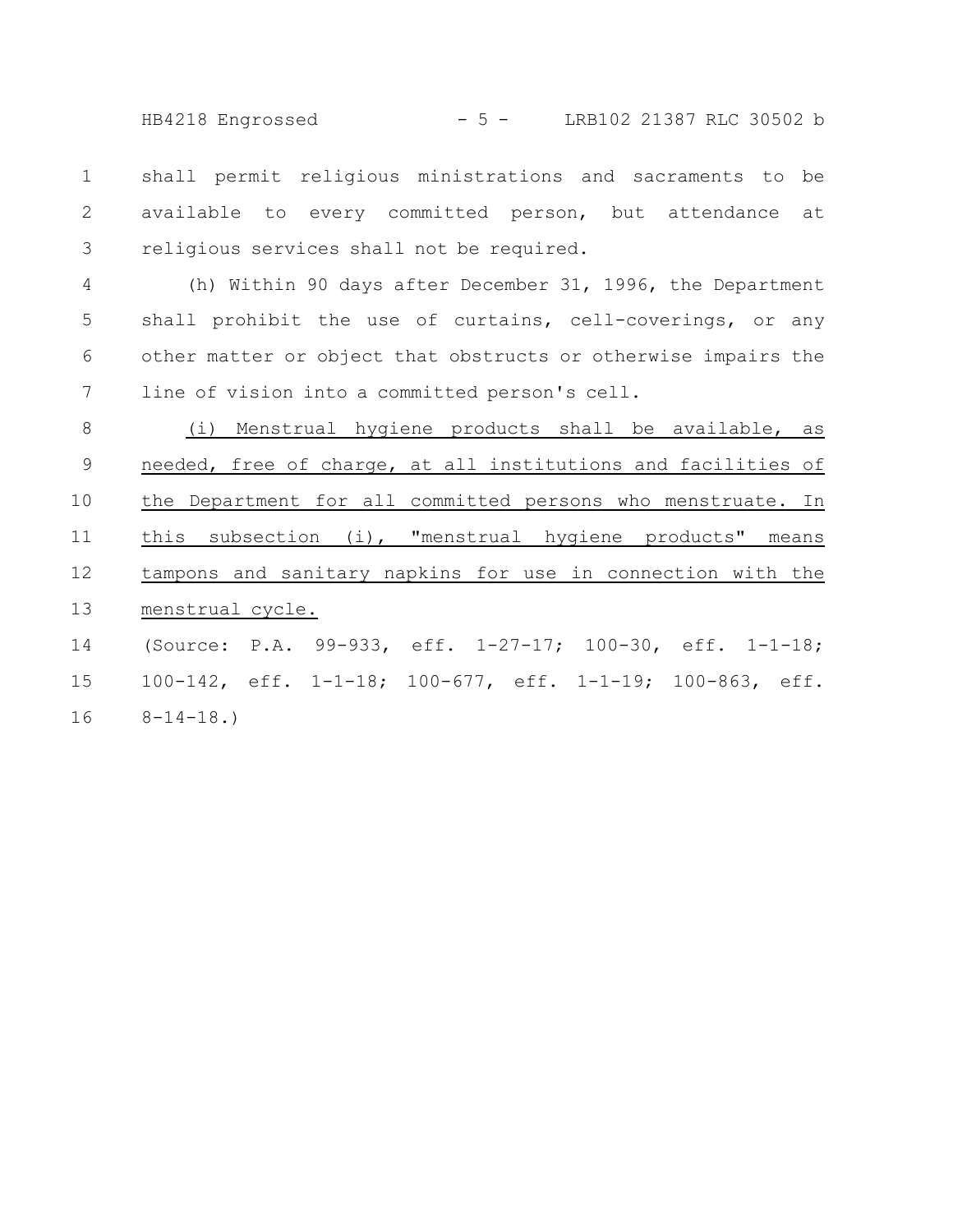shall permit religious ministrations and sacraments to be available to every committed person, but attendance at religious services shall not be required.

(h) Within 90 days after December 31, 1996, the Department shall prohibit the use of curtains, cell-coverings, or any other matter or object that obstructs or otherwise impairs the line of vision into a committed person's cell.

(i) Menstrual hygiene products shall be available, as needed, free of charge, at all institutions and facilities of the Department for all committed persons who menstruate. In this subsection (i), "menstrual hygiene products" means tampons and sanitary napkins for use in connection with the menstrual cycle.

(Source: P.A. 99-933, eff. 1-27-17; 100-30, eff. 1-1-18; 100-142, eff. 1-1-18; 100-677, eff. 1-1-19; 100-863, eff. 8-14-18.)